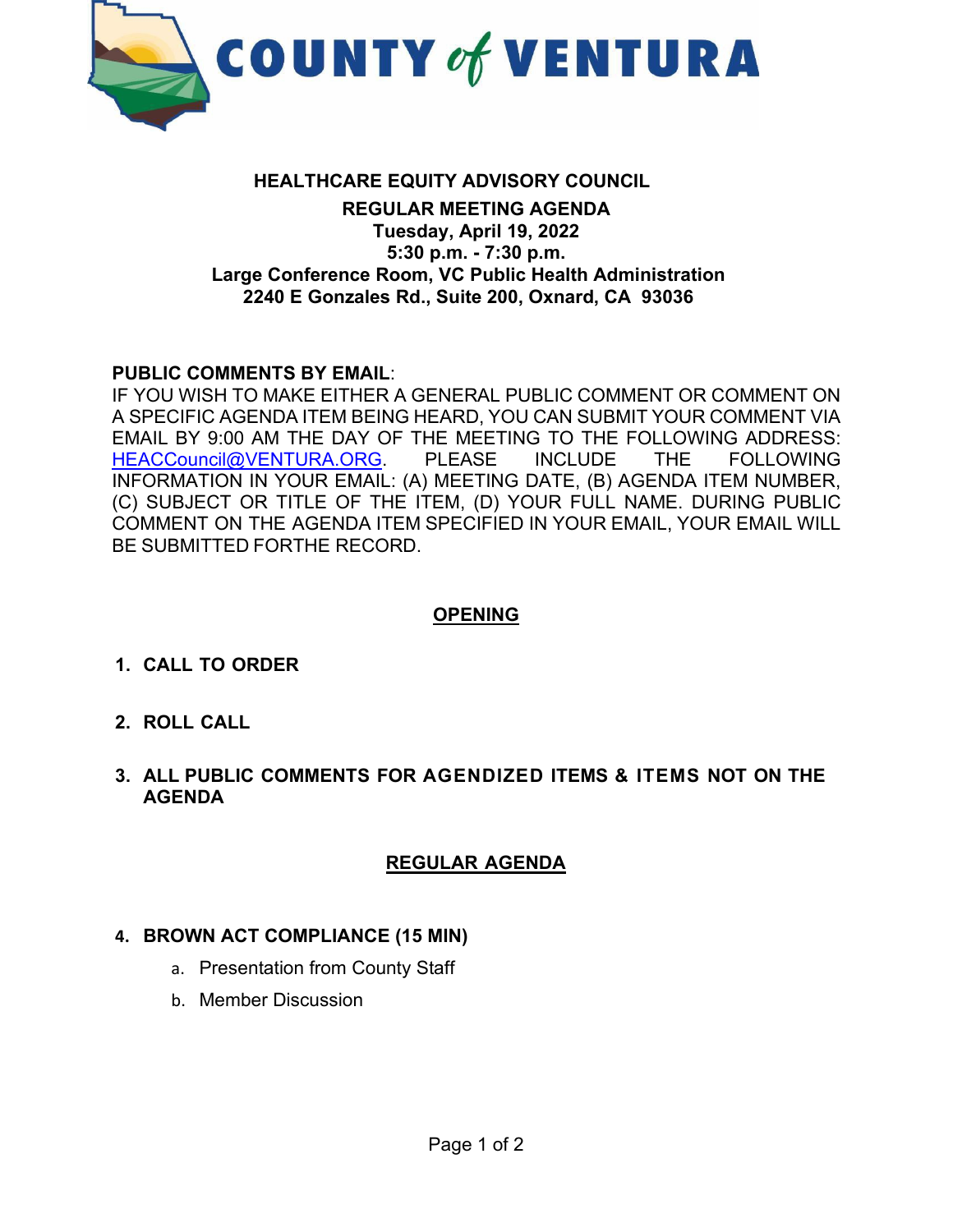# COUNTY of VENTURA

## HEALTHCARE EQUITY ADVISORY COUNCIL

**REGULAR MEETING AGENDA**
**Tuesday, April 19, 2022**
**5:30 p.m. - 7:30 p.m.**
**Large Conference Room, VC Public Health Administration**
**2240 E Gonzales Rd., Suite 200, Oxnard, CA 93036**

**PUBLIC COMMENTS BY EMAIL**:
IF YOU WISH TO MAKE EITHER A GENERAL PUBLIC COMMENT OR COMMENT ON A SPECIFIC AGENDA ITEM BEING HEARD, YOU CAN SUBMIT YOUR COMMENT VIA EMAIL BY 9:00 AM THE DAY OF THE MEETING TO THE FOLLOWING ADDRESS: HEACCouncil@VENTURA.ORG. PLEASE INCLUDE THE FOLLOWING INFORMATION IN YOUR EMAIL: (A) MEETING DATE, (B) AGENDA ITEM NUMBER, (C) SUBJECT OR TITLE OF THE ITEM, (D) YOUR FULL NAME. DURING PUBLIC COMMENT ON THE AGENDA ITEM SPECIFIED IN YOUR EMAIL, YOUR EMAIL WILL BE SUBMITTED FORTHE RECORD.

## OPENING

1. **CALL TO ORDER**

2. **ROLL CALL**

3. **ALL PUBLIC COMMENTS FOR AGENDIZED ITEMS & ITEMS NOT ON THE AGENDA**

## REGULAR AGENDA

4. **BROWN ACT COMPLIANCE (15 MIN)**
   a. Presentation from County Staff
   b. Member Discussion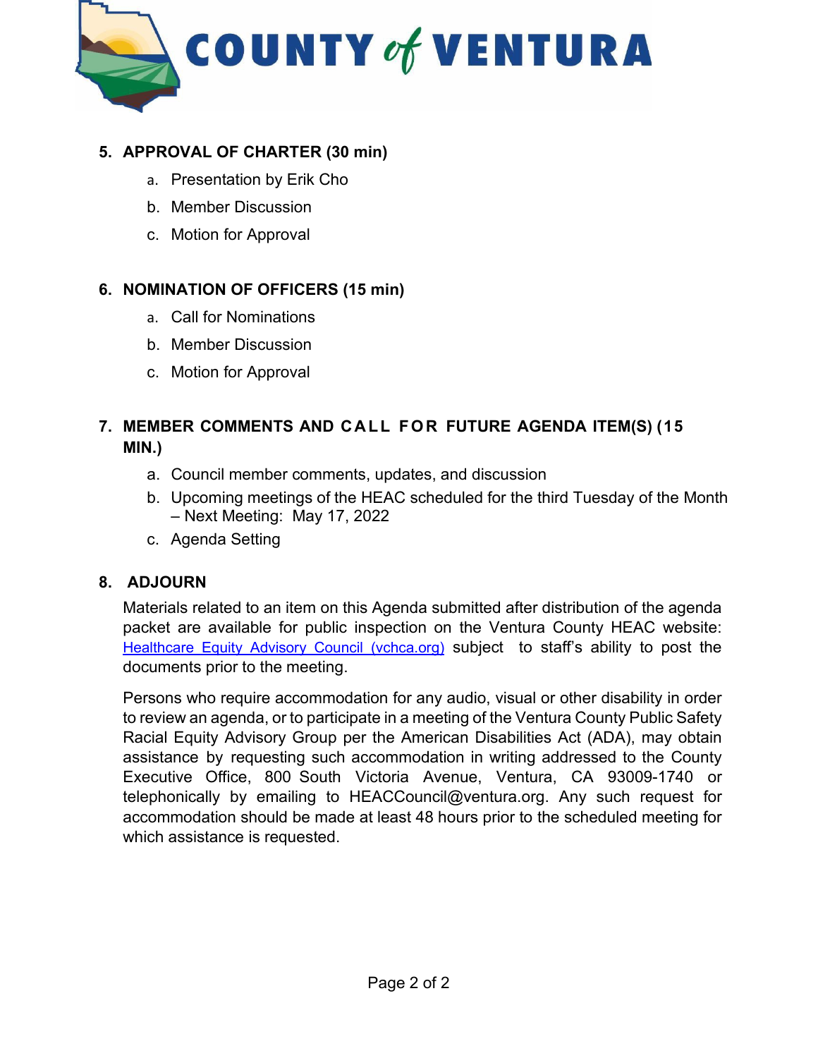5. **APPROVAL OF CHARTER (30 min)**
    a. Presentation by Erik Cho
    b. Member Discussion
    c. Motion for Approval

6. **NOMINATION OF OFFICERS (15 min)**
    a. Call for Nominations
    b. Member Discussion
    c. Motion for Approval

7. **MEMBER COMMENTS AND CALL FOR FUTURE AGENDA ITEM(S) (15 MIN.)**
    a. Council member comments, updates, and discussion
    b. Upcoming meetings of the HEAC scheduled for the third Tuesday of the Month – Next Meeting: May 17, 2022
    c. Agenda Setting

8. **ADJOURN**

   Materials related to an item on this Agenda submitted after distribution of the agenda packet are available for public inspection on the Ventura County HEAC website: [Healthcare Equity Advisory Council (vchca.org)](vchca.org) subject to staff's ability to post the documents prior to the meeting.

   Persons who require accommodation for any audio, visual or other disability in order to review an agenda, or to participate in a meeting of the Ventura County Public Safety Racial Equity Advisory Group per the American Disabilities Act (ADA), may obtain assistance by requesting such accommodation in writing addressed to the County Executive Office, 800 South Victoria Avenue, Ventura, CA 93009-1740 or telephonically by emailing to HEACCouncil@ventura.org. Any such request for accommodation should be made at least 48 hours prior to the scheduled meeting for which assistance is requested.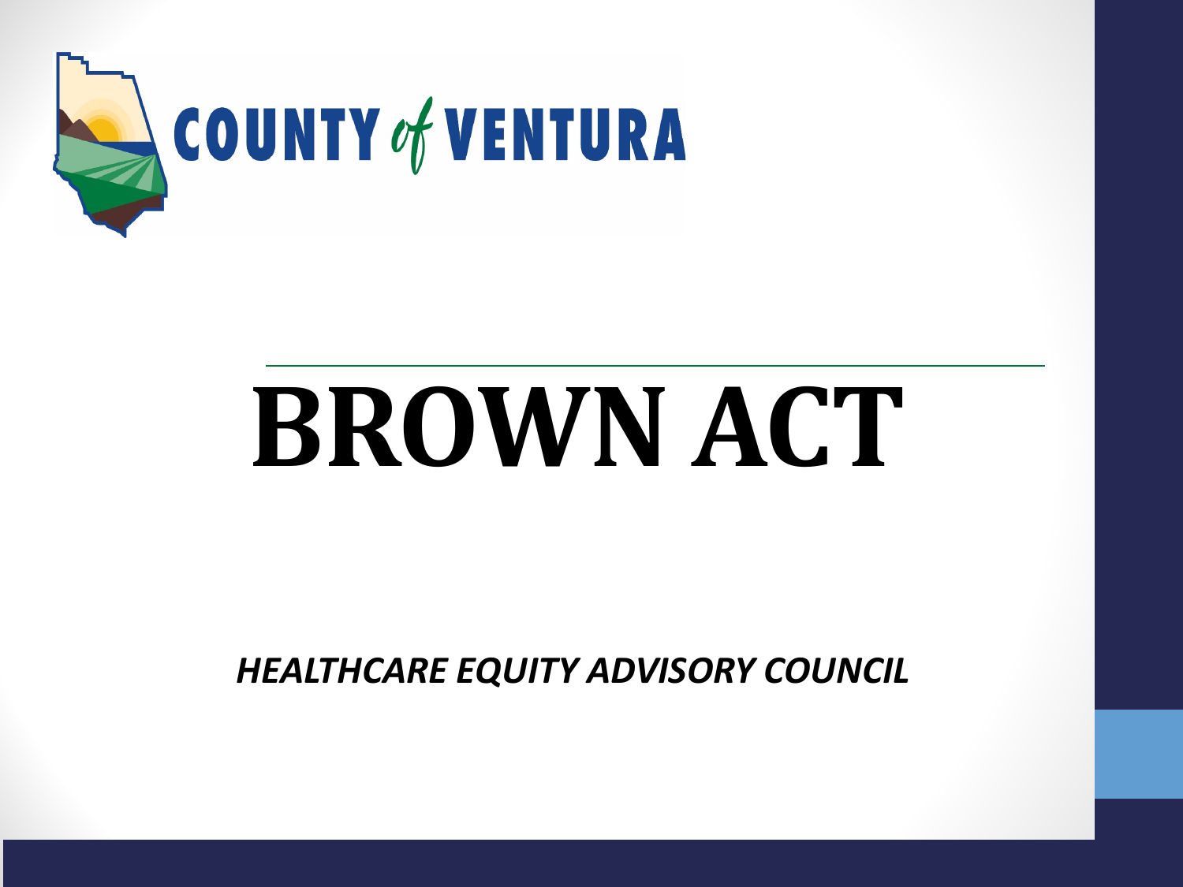COUNTY *of* VENTURA

# BROWN ACT

***HEALTHCARE EQUITY ADVISORY COUNCIL***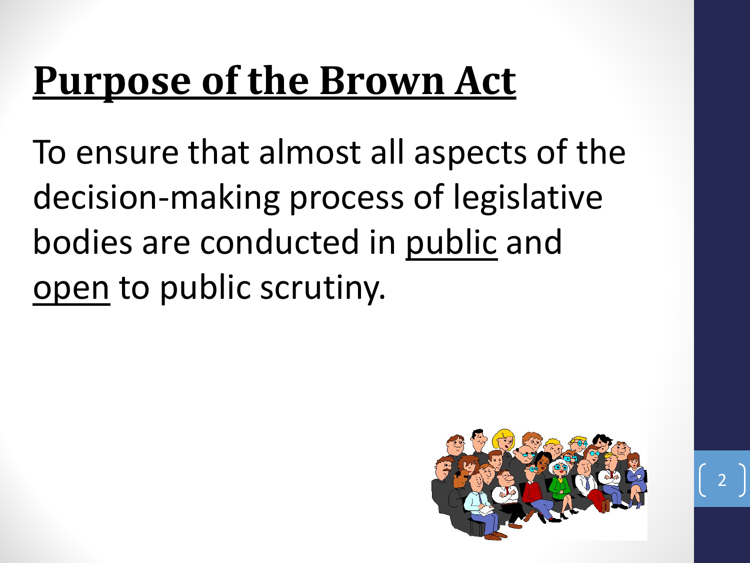# Purpose of the Brown Act

To ensure that almost all aspects of the decision-making process of legislative bodies are conducted in <u>public</u> and <u>open</u> to public scrutiny.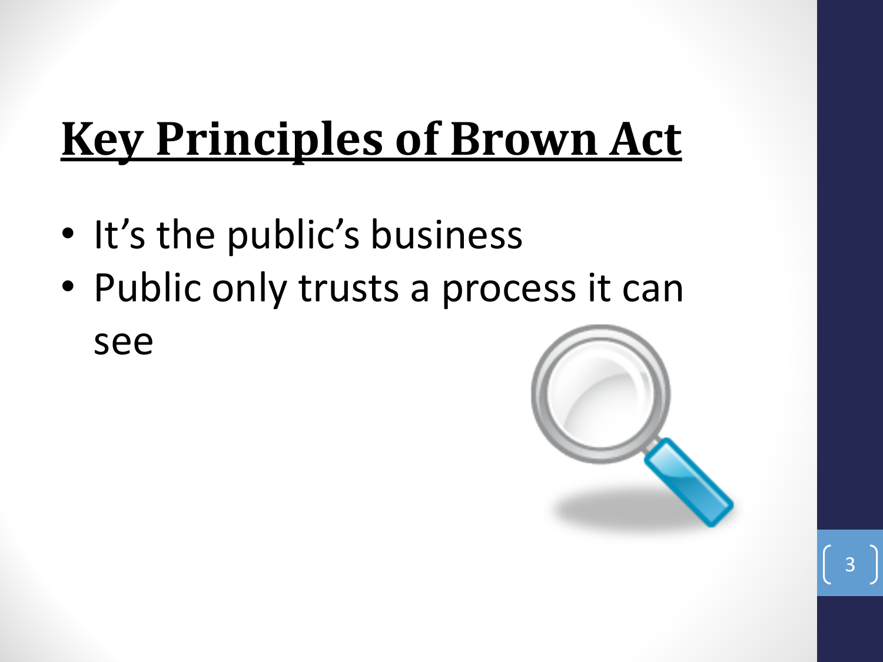# Key Principles of Brown Act

- It's the public's business
- Public only trusts a process it can see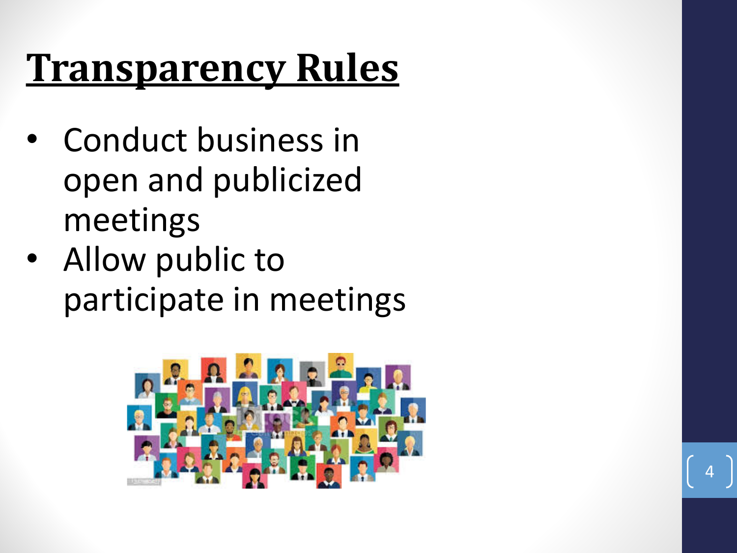# Transparency Rules

- Conduct business in open and publicized meetings
- Allow public to participate in meetings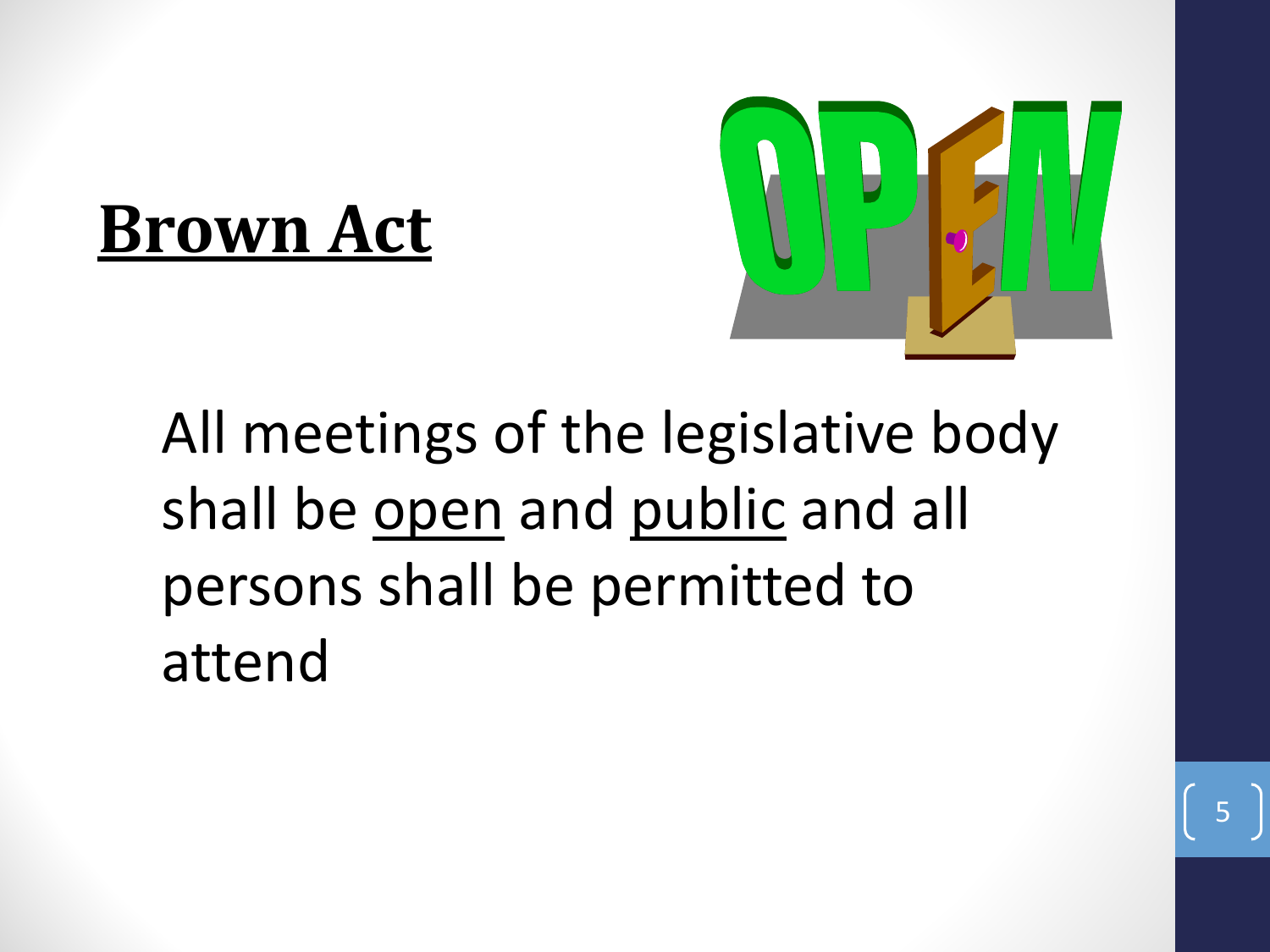# Brown Act

All meetings of the legislative body shall be open and public and all persons shall be permitted to attend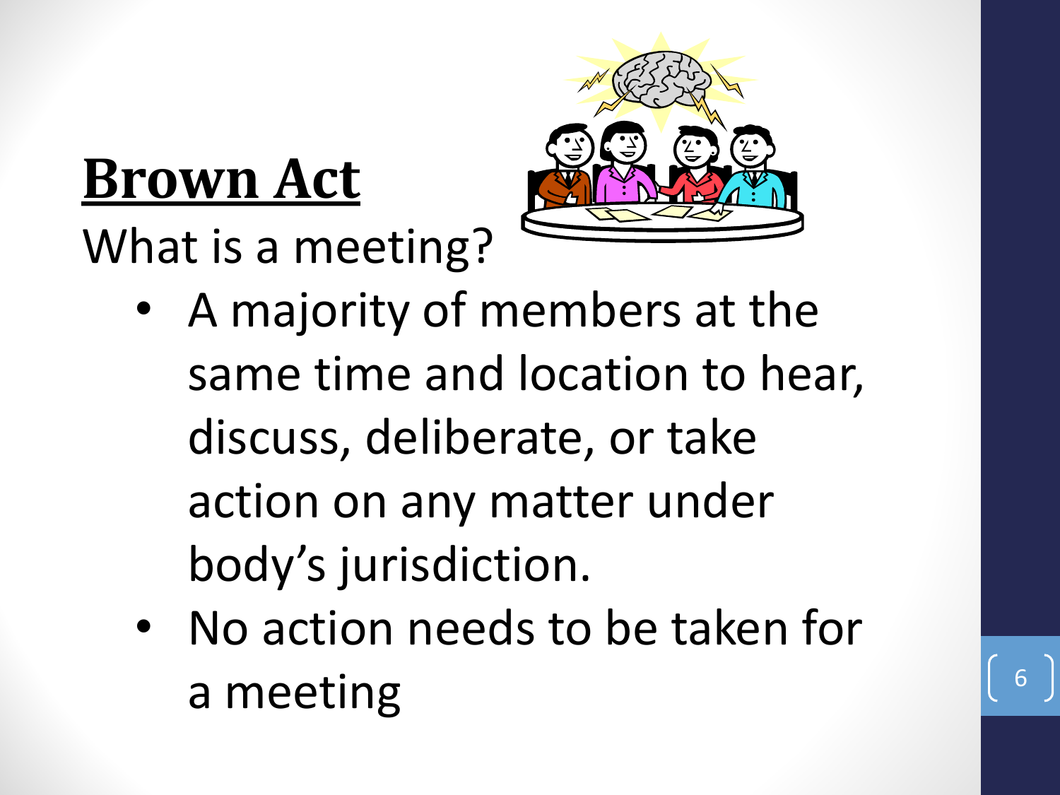# Brown Act

What is a meeting?

- A majority of members at the same time and location to hear, discuss, deliberate, or take action on any matter under body's jurisdiction.
- No action needs to be taken for a meeting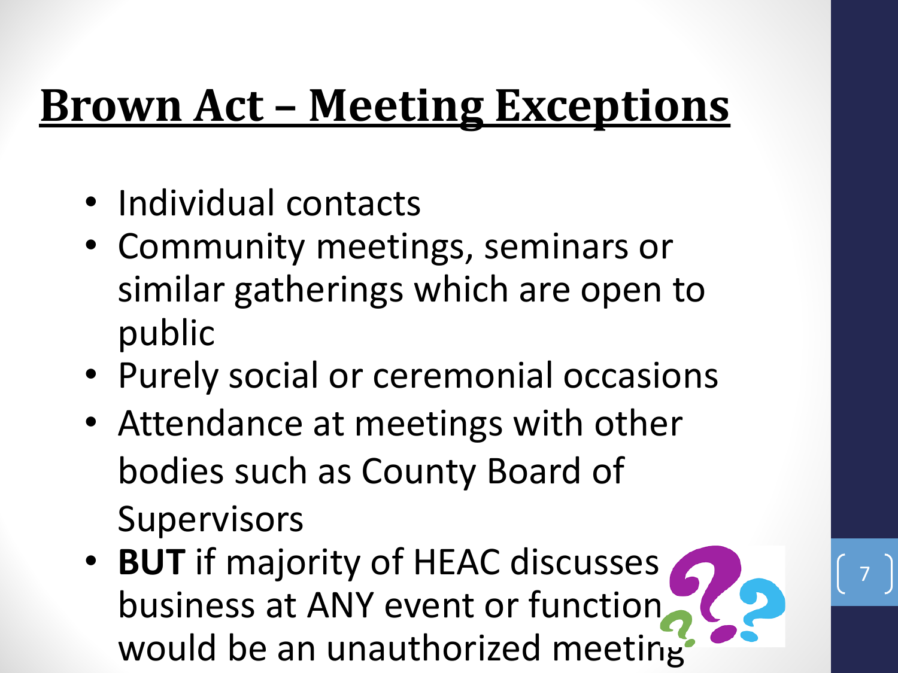# Brown Act – Meeting Exceptions

- Individual contacts
- Community meetings, seminars or similar gatherings which are open to public
- Purely social or ceremonial occasions
- Attendance at meetings with other bodies such as County Board of Supervisors
- **BUT** if majority of HEAC discusses business at ANY event or function would be an unauthorized meeting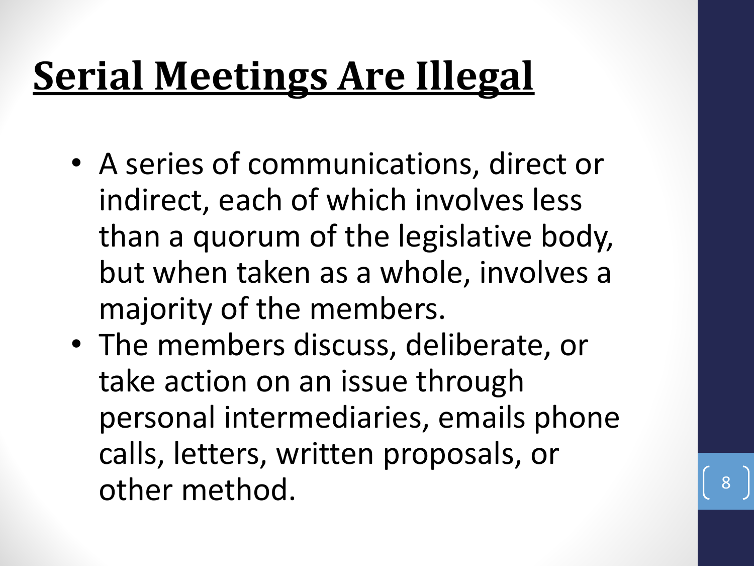# Serial Meetings Are Illegal

- A series of communications, direct or indirect, each of which involves less than a quorum of the legislative body, but when taken as a whole, involves a majority of the members.
- The members discuss, deliberate, or take action on an issue through personal intermediaries, emails phone calls, letters, written proposals, or other method.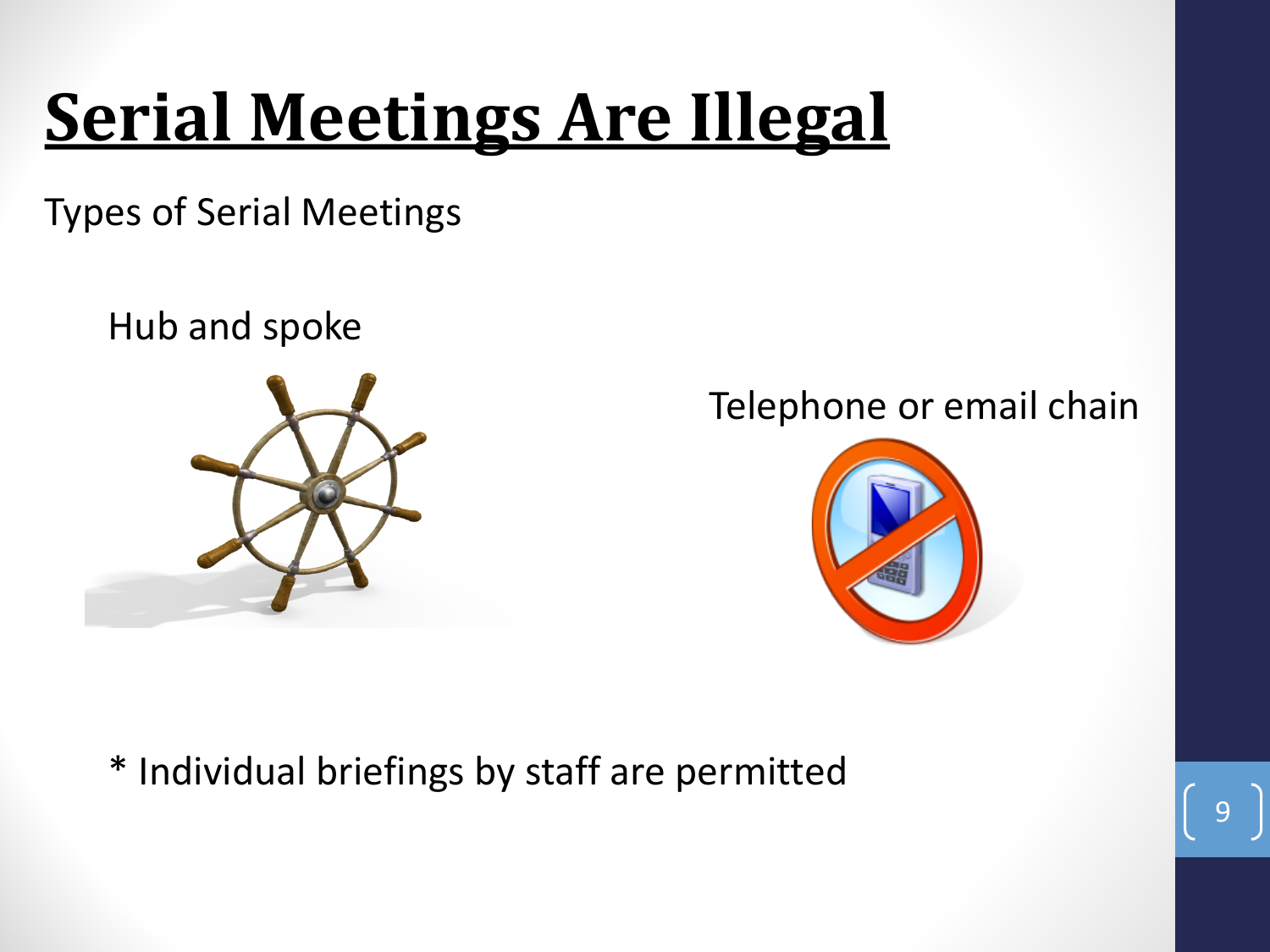# Serial Meetings Are Illegal

Types of Serial Meetings

Hub and spoke

Telephone or email chain

* Individual briefings by staff are permitted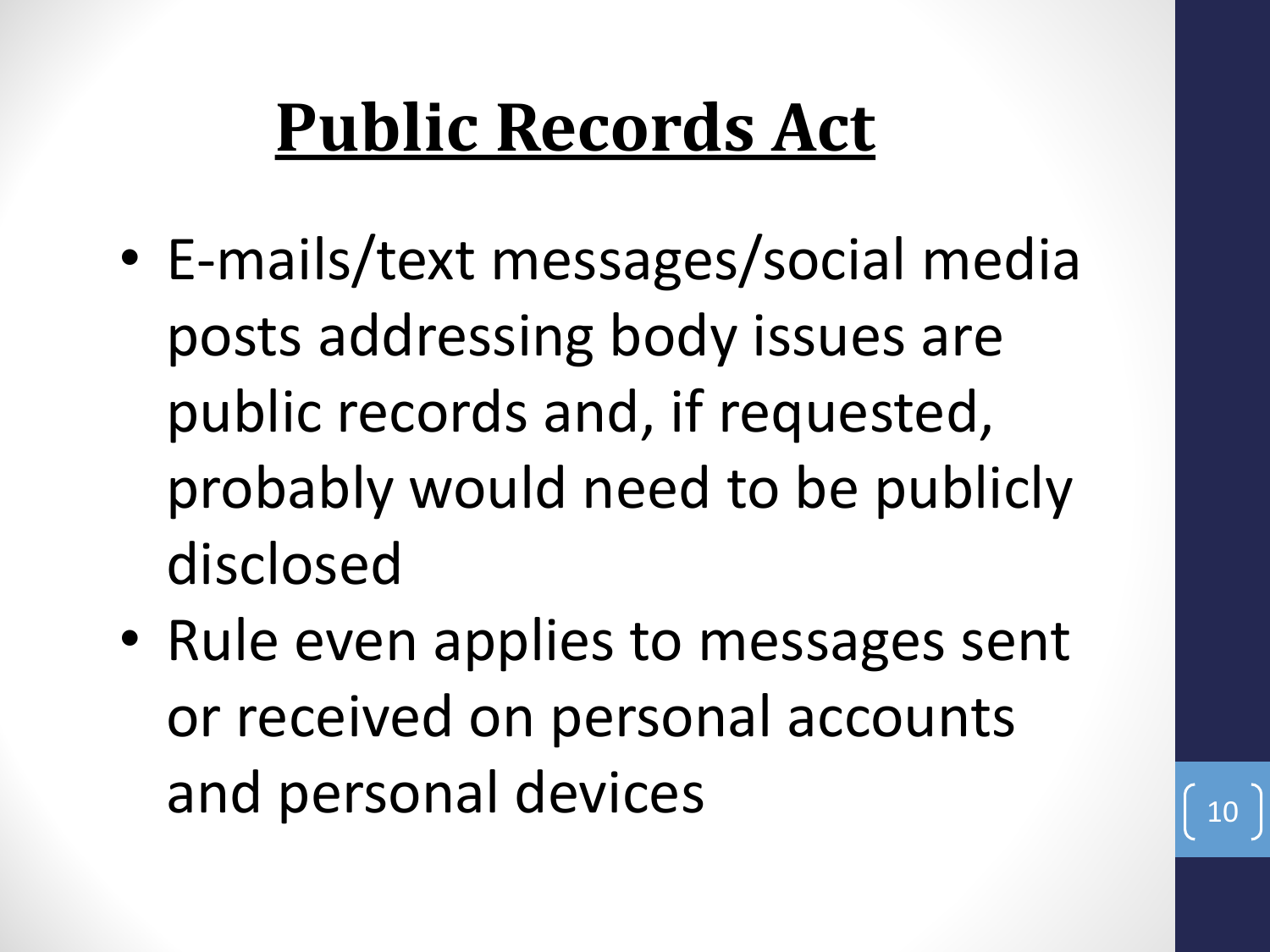# Public Records Act

- E-mails/text messages/social media posts addressing body issues are public records and, if requested, probably would need to be publicly disclosed
- Rule even applies to messages sent or received on personal accounts and personal devices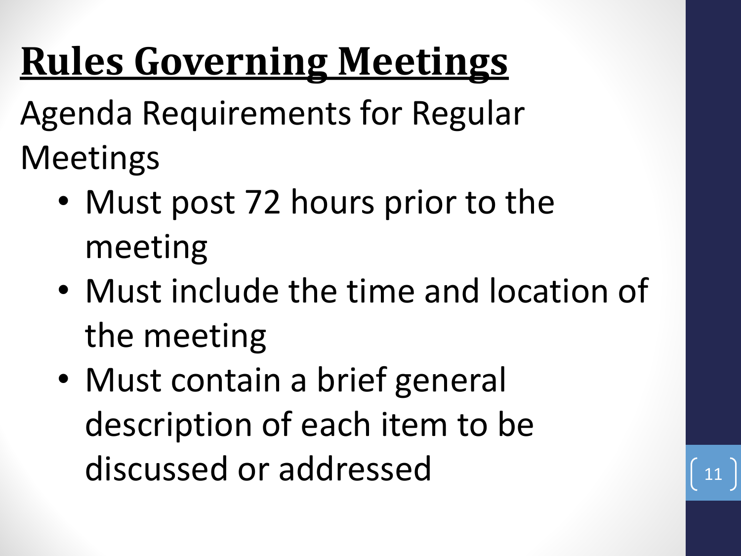# Rules Governing Meetings

Agenda Requirements for Regular Meetings

- Must post 72 hours prior to the meeting
- Must include the time and location of the meeting
- Must contain a brief general description of each item to be discussed or addressed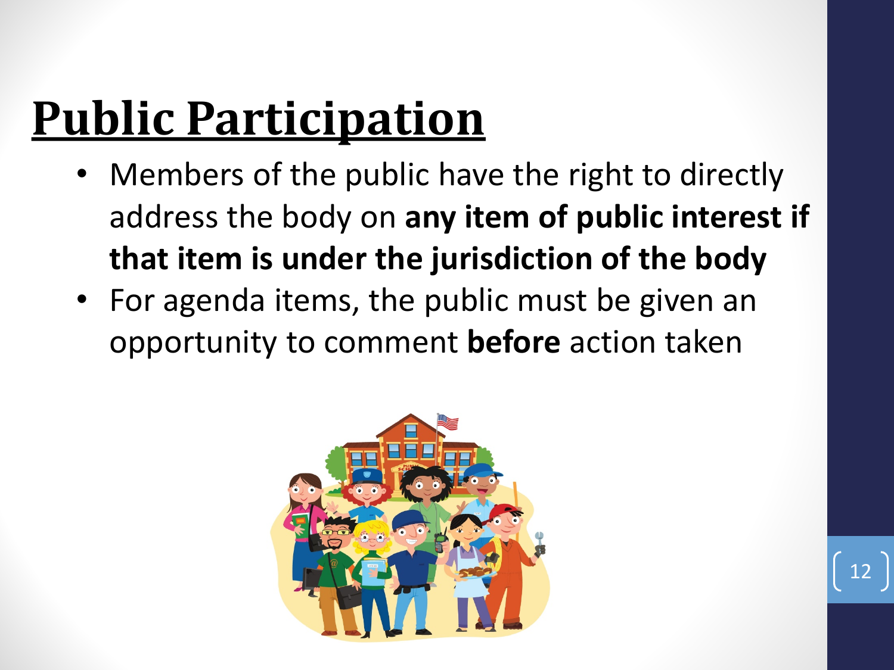# Public Participation

- Members of the public have the right to directly address the body on **any item of public interest if that item is under the jurisdiction of the body**
- For agenda items, the public must be given an opportunity to comment **before** action taken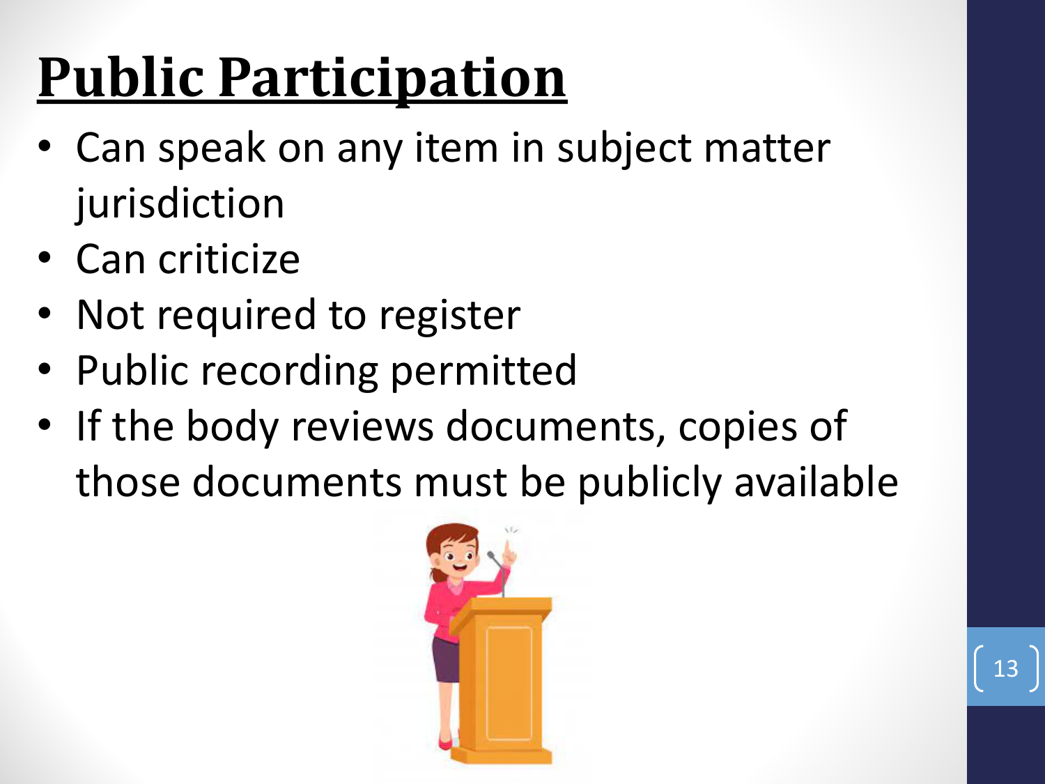# Public Participation

- Can speak on any item in subject matter jurisdiction
- Can criticize
- Not required to register
- Public recording permitted
- If the body reviews documents, copies of those documents must be publicly available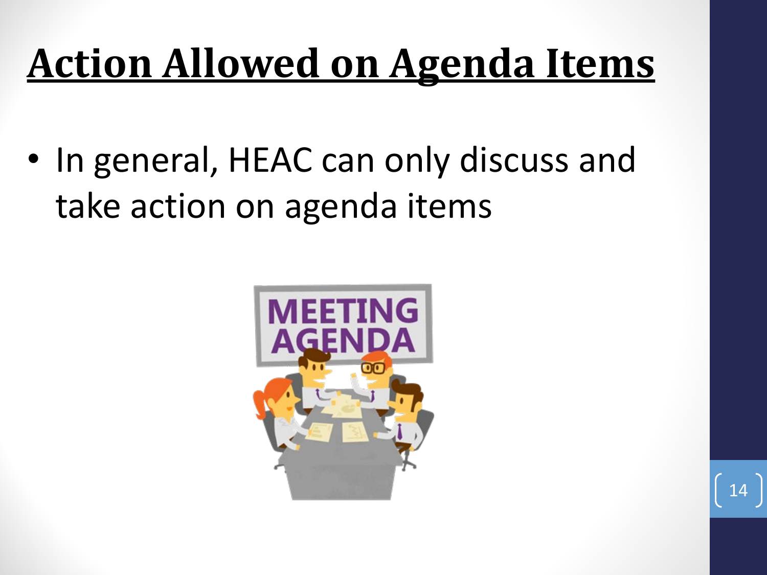# Action Allowed on Agenda Items

- In general, HEAC can only discuss and take action on agenda items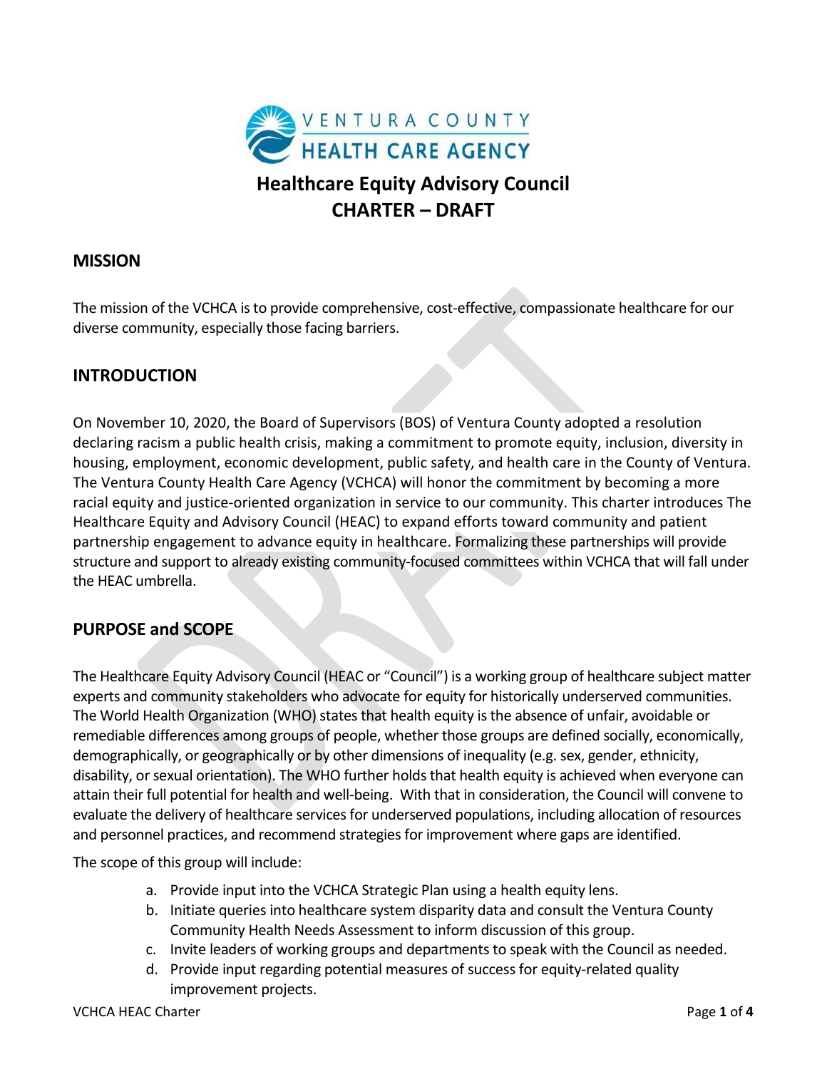# Healthcare Equity Advisory Council
## CHARTER – DRAFT

## MISSION

The mission of the VCHCA is to provide comprehensive, cost-effective, compassionate healthcare for our diverse community, especially those facing barriers.

## INTRODUCTION

On November 10, 2020, the Board of Supervisors (BOS) of Ventura County adopted a resolution declaring racism a public health crisis, making a commitment to promote equity, inclusion, diversity in housing, employment, economic development, public safety, and health care in the County of Ventura. The Ventura County Health Care Agency (VCHCA) will honor the commitment by becoming a more racial equity and justice-oriented organization in service to our community. This charter introduces The Healthcare Equity and Advisory Council (HEAC) to expand efforts toward community and patient partnership engagement to advance equity in healthcare. Formalizing these partnerships will provide structure and support to already existing community-focused committees within VCHCA that will fall under the HEAC umbrella.

## PURPOSE and SCOPE

The Healthcare Equity Advisory Council (HEAC or "Council") is a working group of healthcare subject matter experts and community stakeholders who advocate for equity for historically underserved communities. The World Health Organization (WHO) states that health equity is the absence of unfair, avoidable or remediable differences among groups of people, whether those groups are defined socially, economically, demographically, or geographically or by other dimensions of inequality (e.g. sex, gender, ethnicity, disability, or sexual orientation). The WHO further holds that health equity is achieved when everyone can attain their full potential for health and well-being. With that in consideration, the Council will convene to evaluate the delivery of healthcare services for underserved populations, including allocation of resources and personnel practices, and recommend strategies for improvement where gaps are identified.

The scope of this group will include:

a. Provide input into the VCHCA Strategic Plan using a health equity lens.
b. Initiate queries into healthcare system disparity data and consult the Ventura County Community Health Needs Assessment to inform discussion of this group.
c. Invite leaders of working groups and departments to speak with the Council as needed.
d. Provide input regarding potential measures of success for equity-related quality improvement projects.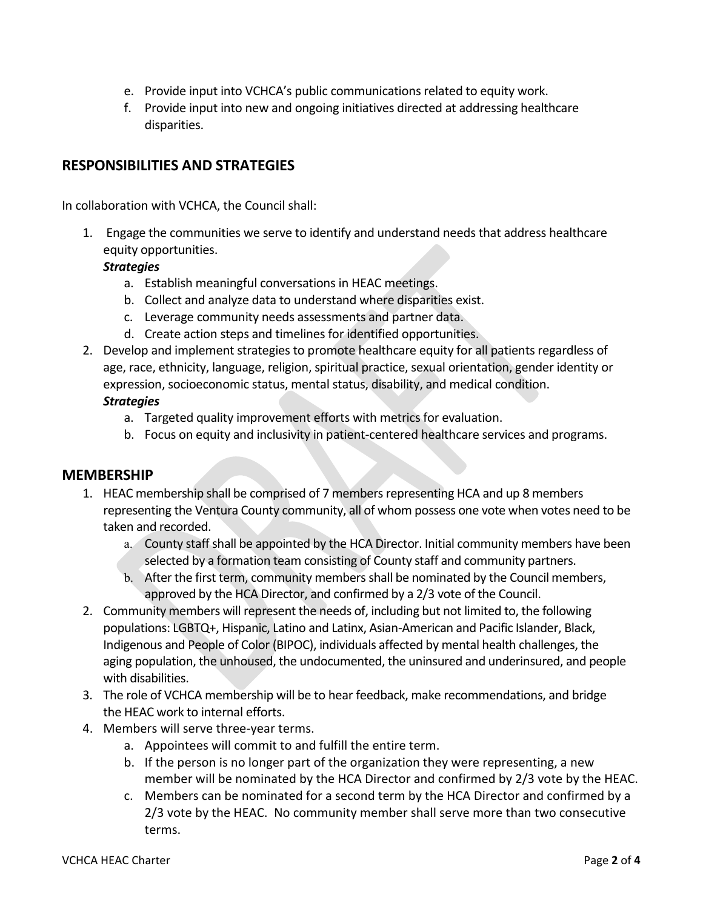e. Provide input into VCHCA's public communications related to equity work.
f. Provide input into new and ongoing initiatives directed at addressing healthcare disparities.

## RESPONSIBILITIES AND STRATEGIES

In collaboration with VCHCA, the Council shall:

1. Engage the communities we serve to identify and understand needs that address healthcare equity opportunities.
   ***Strategies***
   a. Establish meaningful conversations in HEAC meetings.
   b. Collect and analyze data to understand where disparities exist.
   c. Leverage community needs assessments and partner data.
   d. Create action steps and timelines for identified opportunities.
2. Develop and implement strategies to promote healthcare equity for all patients regardless of age, race, ethnicity, language, religion, spiritual practice, sexual orientation, gender identity or expression, socioeconomic status, mental status, disability, and medical condition.
   ***Strategies***
   a. Targeted quality improvement efforts with metrics for evaluation.
   b. Focus on equity and inclusivity in patient-centered healthcare services and programs.

## MEMBERSHIP

1. HEAC membership shall be comprised of 7 members representing HCA and up 8 members representing the Ventura County community, all of whom possess one vote when votes need to be taken and recorded.
   a. County staff shall be appointed by the HCA Director. Initial community members have been selected by a formation team consisting of County staff and community partners.
   b. After the first term, community members shall be nominated by the Council members, approved by the HCA Director, and confirmed by a 2/3 vote of the Council.
2. Community members will represent the needs of, including but not limited to, the following populations: LGBTQ+, Hispanic, Latino and Latinx, Asian-American and Pacific Islander, Black, Indigenous and People of Color (BIPOC), individuals affected by mental health challenges, the aging population, the unhoused, the undocumented, the uninsured and underinsured, and people with disabilities.
3. The role of VCHCA membership will be to hear feedback, make recommendations, and bridge the HEAC work to internal efforts.
4. Members will serve three-year terms.
   a. Appointees will commit to and fulfill the entire term.
   b. If the person is no longer part of the organization they were representing, a new member will be nominated by the HCA Director and confirmed by 2/3 vote by the HEAC.
   c. Members can be nominated for a second term by the HCA Director and confirmed by a 2/3 vote by the HEAC. No community member shall serve more than two consecutive terms.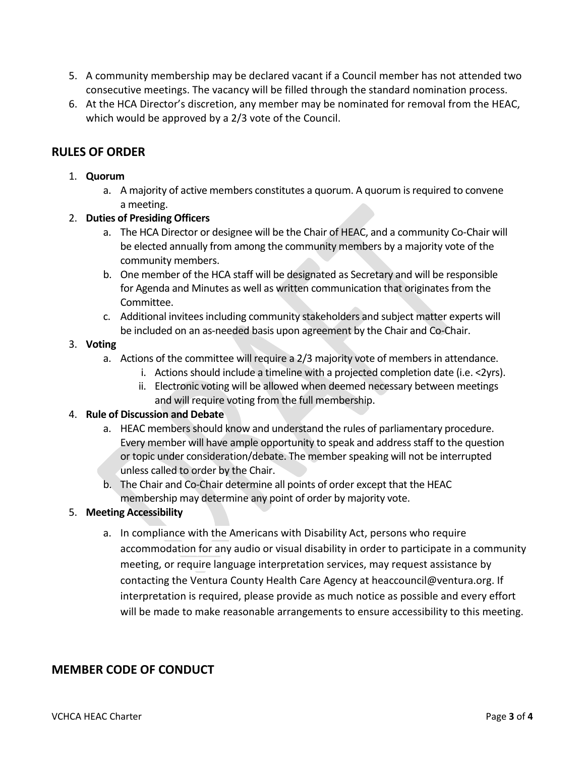5. A community membership may be declared vacant if a Council member has not attended two consecutive meetings. The vacancy will be filled through the standard nomination process.
6. At the HCA Director's discretion, any member may be nominated for removal from the HEAC, which would be approved by a 2/3 vote of the Council.

## RULES OF ORDER

1. **Quorum**
   a. A majority of active members constitutes a quorum. A quorum is required to convene a meeting.
2. **Duties of Presiding Officers**
   a. The HCA Director or designee will be the Chair of HEAC, and a community Co-Chair will be elected annually from among the community members by a majority vote of the community members.
   b. One member of the HCA staff will be designated as Secretary and will be responsible for Agenda and Minutes as well as written communication that originates from the Committee.
   c. Additional invitees including community stakeholders and subject matter experts will be included on an as-needed basis upon agreement by the Chair and Co-Chair.
3. **Voting**
   a. Actions of the committee will require a 2/3 majority vote of members in attendance.
      i. Actions should include a timeline with a projected completion date (i.e. <2yrs).
      ii. Electronic voting will be allowed when deemed necessary between meetings and will require voting from the full membership.
4. **Rule of Discussion and Debate**
   a. HEAC members should know and understand the rules of parliamentary procedure. Every member will have ample opportunity to speak and address staff to the question or topic under consideration/debate. The member speaking will not be interrupted unless called to order by the Chair.
   b. The Chair and Co-Chair determine all points of order except that the HEAC membership may determine any point of order by majority vote.
5. **Meeting Accessibility**
   a. In compliance with the Americans with Disability Act, persons who require accommodation for any audio or visual disability in order to participate in a community meeting, or require language interpretation services, may request assistance by contacting the Ventura County Health Care Agency at heaccouncil@ventura.org. If interpretation is required, please provide as much notice as possible and every effort will be made to make reasonable arrangements to ensure accessibility to this meeting.

## MEMBER CODE OF CONDUCT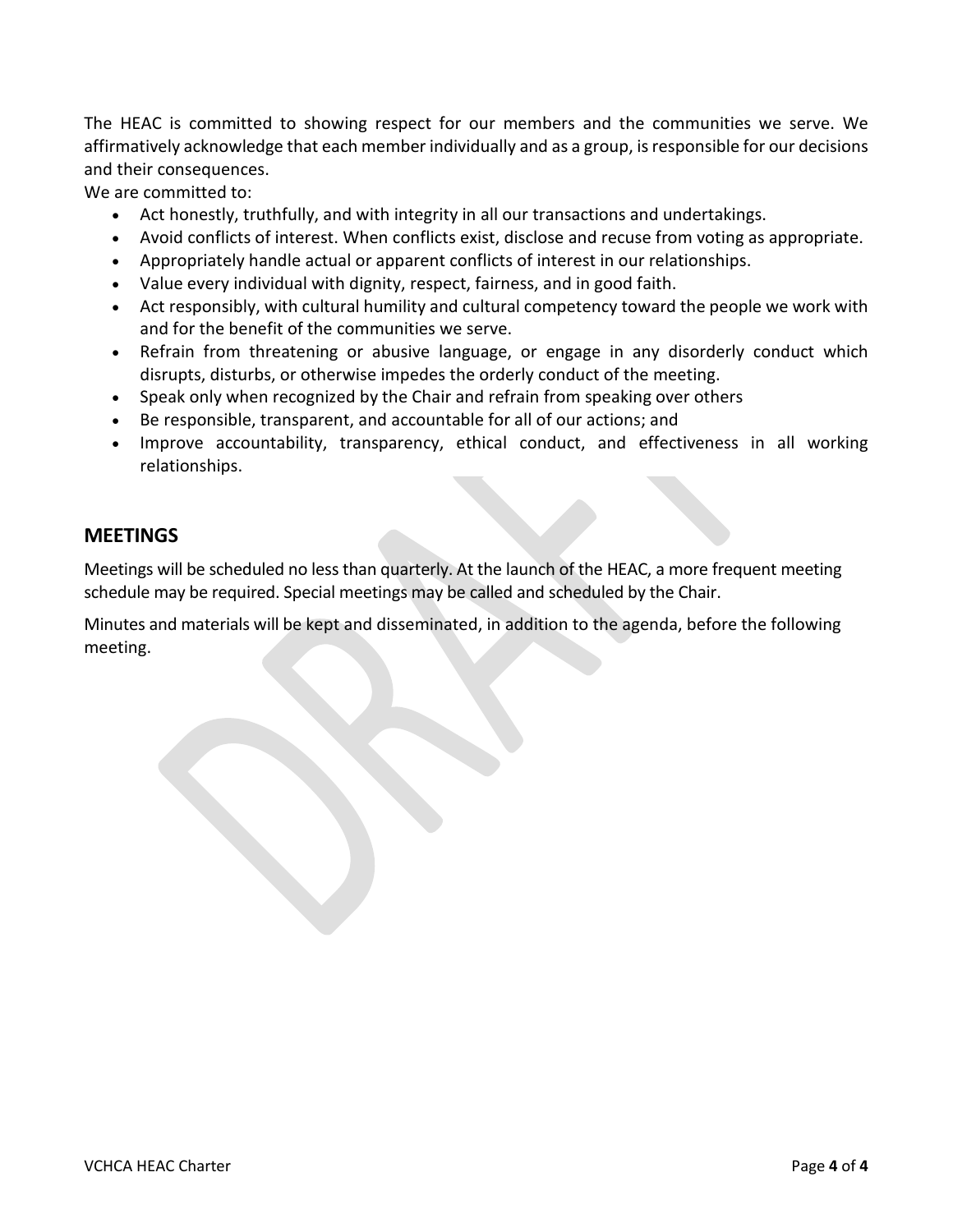The HEAC is committed to showing respect for our members and the communities we serve. We affirmatively acknowledge that each member individually and as a group, is responsible for our decisions and their consequences.

We are committed to:

- Act honestly, truthfully, and with integrity in all our transactions and undertakings.
- Avoid conflicts of interest. When conflicts exist, disclose and recuse from voting as appropriate.
- Appropriately handle actual or apparent conflicts of interest in our relationships.
- Value every individual with dignity, respect, fairness, and in good faith.
- Act responsibly, with cultural humility and cultural competency toward the people we work with and for the benefit of the communities we serve.
- Refrain from threatening or abusive language, or engage in any disorderly conduct which disrupts, disturbs, or otherwise impedes the orderly conduct of the meeting.
- Speak only when recognized by the Chair and refrain from speaking over others
- Be responsible, transparent, and accountable for all of our actions; and
- Improve accountability, transparency, ethical conduct, and effectiveness in all working relationships.

## MEETINGS

Meetings will be scheduled no less than quarterly. At the launch of the HEAC, a more frequent meeting schedule may be required. Special meetings may be called and scheduled by the Chair.

Minutes and materials will be kept and disseminated, in addition to the agenda, before the following meeting.